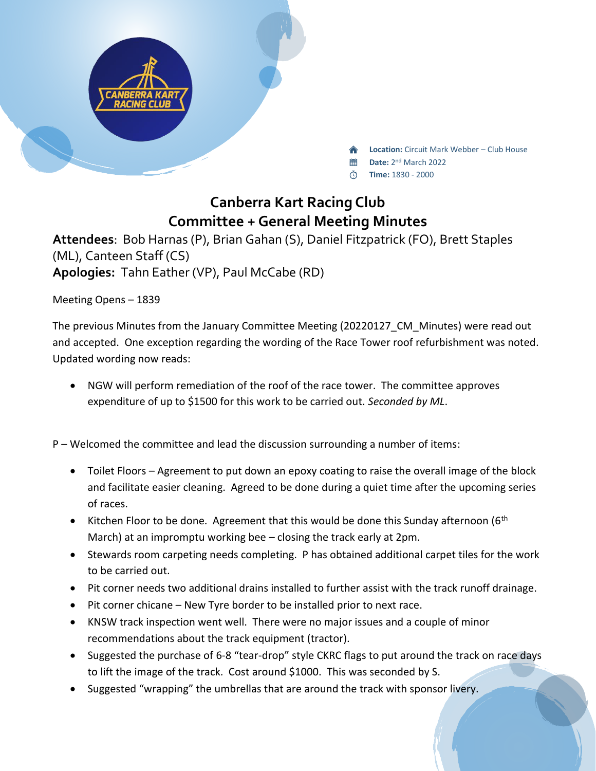**Location:** Circuit Mark Webber – Club House
**Date:** 2nd March 2022
**Time:** 1830 - 2000

# Canberra Kart Racing Club
## Committee + General Meeting Minutes

**Attendees**: Bob Harnas (P), Brian Gahan (S), Daniel Fitzpatrick (FO), Brett Staples (ML), Canteen Staff (CS)
**Apologies:** Tahn Eather (VP), Paul McCabe (RD)

Meeting Opens – 1839

The previous Minutes from the January Committee Meeting (20220127_CM_Minutes) were read out and accepted. One exception regarding the wording of the Race Tower roof refurbishment was noted. Updated wording now reads:

- NGW will perform remediation of the roof of the race tower. The committee approves expenditure of up to $1500 for this work to be carried out. *Seconded by ML*.

P – Welcomed the committee and lead the discussion surrounding a number of items:

- Toilet Floors – Agreement to put down an epoxy coating to raise the overall image of the block and facilitate easier cleaning. Agreed to be done during a quiet time after the upcoming series of races.
- Kitchen Floor to be done. Agreement that this would be done this Sunday afternoon (6th March) at an impromptu working bee – closing the track early at 2pm.
- Stewards room carpeting needs completing. P has obtained additional carpet tiles for the work to be carried out.
- Pit corner needs two additional drains installed to further assist with the track runoff drainage.
- Pit corner chicane – New Tyre border to be installed prior to next race.
- KNSW track inspection went well. There were no major issues and a couple of minor recommendations about the track equipment (tractor).
- Suggested the purchase of 6-8 "tear-drop" style CKRC flags to put around the track on race days to lift the image of the track. Cost around $1000. This was seconded by S.
- Suggested "wrapping" the umbrellas that are around the track with sponsor livery.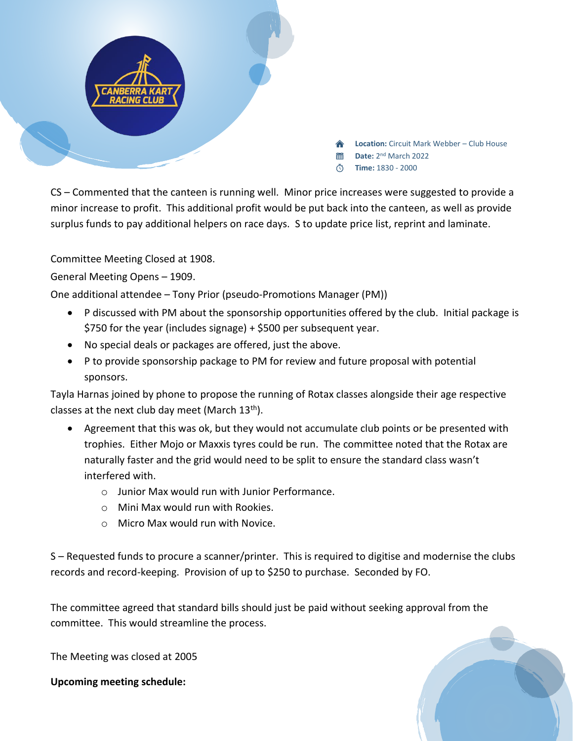**Location:** Circuit Mark Webber – Club House
**Date:** 2nd March 2022
**Time:** 1830 - 2000

CS – Commented that the canteen is running well. Minor price increases were suggested to provide a minor increase to profit. This additional profit would be put back into the canteen, as well as provide surplus funds to pay additional helpers on race days. S to update price list, reprint and laminate.

Committee Meeting Closed at 1908.

General Meeting Opens – 1909.

One additional attendee – Tony Prior (pseudo-Promotions Manager (PM))

- P discussed with PM about the sponsorship opportunities offered by the club. Initial package is $750 for the year (includes signage) + $500 per subsequent year.
- No special deals or packages are offered, just the above.
- P to provide sponsorship package to PM for review and future proposal with potential sponsors.

Tayla Harnas joined by phone to propose the running of Rotax classes alongside their age respective classes at the next club day meet (March 13th).

- Agreement that this was ok, but they would not accumulate club points or be presented with trophies. Either Mojo or Maxxis tyres could be run. The committee noted that the Rotax are naturally faster and the grid would need to be split to ensure the standard class wasn't interfered with.
    - Junior Max would run with Junior Performance.
    - Mini Max would run with Rookies.
    - Micro Max would run with Novice.

S – Requested funds to procure a scanner/printer. This is required to digitise and modernise the clubs records and record-keeping. Provision of up to $250 to purchase. Seconded by FO.

The committee agreed that standard bills should just be paid without seeking approval from the committee. This would streamline the process.

The Meeting was closed at 2005

**Upcoming meeting schedule:**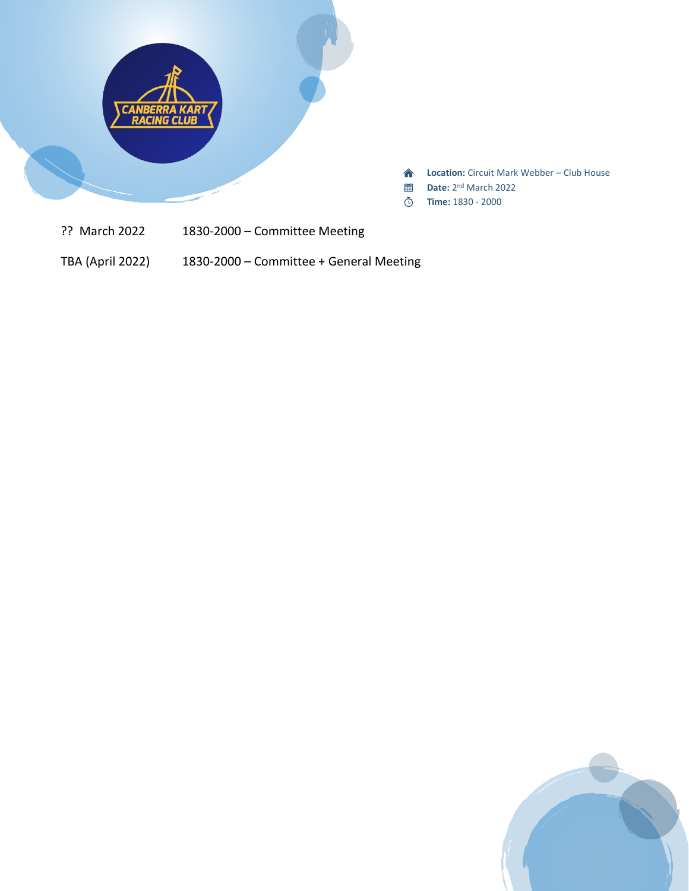**Location:** Circuit Mark Webber – Club House
**Date:** 2nd March 2022
**Time:** 1830 - 2000

| | |
|---|---|
| ?? March 2022 | 1830-2000 – Committee Meeting |
| TBA (April 2022) | 1830-2000 – Committee + General Meeting |